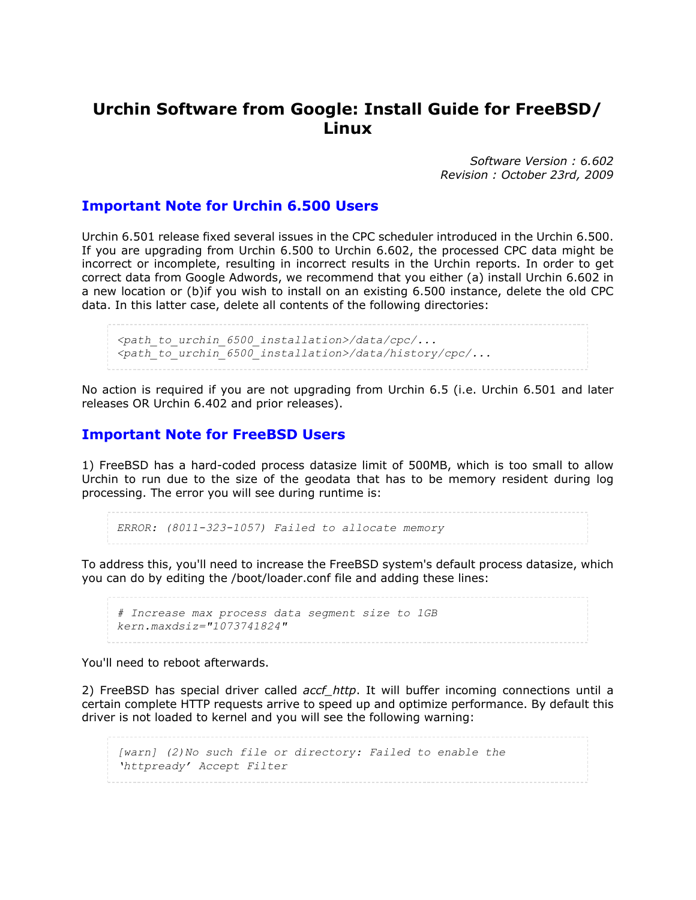# Urchin Software from Google: Install Guide for FreeBSD/Linux

*Software Version : 6.602*
*Revision : October 23rd, 2009*

## Important Note for Urchin 6.500 Users

Urchin 6.501 release fixed several issues in the CPC scheduler introduced in the Urchin 6.500. If you are upgrading from Urchin 6.500 to Urchin 6.602, the processed CPC data might be incorrect or incomplete, resulting in incorrect results in the Urchin reports. In order to get correct data from Google Adwords, we recommend that you either (a) install Urchin 6.602 in a new location or (b)if you wish to install on an existing 6.500 instance, delete the old CPC data. In this latter case, delete all contents of the following directories:

```
<path_to_urchin_6500_installation>/data/cpc/...
<path_to_urchin_6500_installation>/data/history/cpc/...
```

No action is required if you are not upgrading from Urchin 6.5 (i.e. Urchin 6.501 and later releases OR Urchin 6.402 and prior releases).

## Important Note for FreeBSD Users

1) FreeBSD has a hard-coded process datasize limit of 500MB, which is too small to allow Urchin to run due to the size of the geodata that has to be memory resident during log processing. The error you will see during runtime is:

```
ERROR: (8011-323-1057) Failed to allocate memory
```

To address this, you'll need to increase the FreeBSD system's default process datasize, which you can do by editing the /boot/loader.conf file and adding these lines:

```
# Increase max process data segment size to 1GB
kern.maxdsiz="1073741824"
```

You'll need to reboot afterwards.

2) FreeBSD has special driver called *accf_http*. It will buffer incoming connections until a certain complete HTTP requests arrive to speed up and optimize performance. By default this driver is not loaded to kernel and you will see the following warning:

```
[warn] (2)No such file or directory: Failed to enable the
'httpready' Accept Filter
```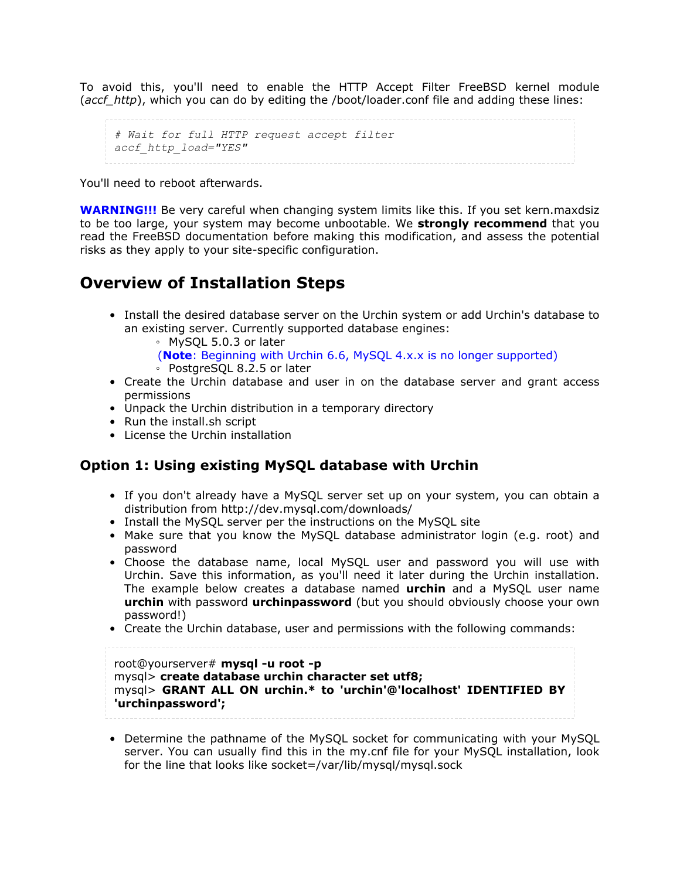To avoid this, you'll need to enable the HTTP Accept Filter FreeBSD kernel module (*accf_http*), which you can do by editing the /boot/loader.conf file and adding these lines:

```
# Wait for full HTTP request accept filter
accf_http_load="YES"
```

You'll need to reboot afterwards.

**WARNING!!!** Be very careful when changing system limits like this. If you set kern.maxdsiz to be too large, your system may become unbootable. We **strongly recommend** that you read the FreeBSD documentation before making this modification, and assess the potential risks as they apply to your site-specific configuration.

## Overview of Installation Steps

- Install the desired database server on the Urchin system or add Urchin's database to an existing server. Currently supported database engines:
  - MySQL 5.0.3 or later
    (**Note**: Beginning with Urchin 6.6, MySQL 4.x.x is no longer supported)
  - PostgreSQL 8.2.5 or later
- Create the Urchin database and user in on the database server and grant access permissions
- Unpack the Urchin distribution in a temporary directory
- Run the install.sh script
- License the Urchin installation

### Option 1: Using existing MySQL database with Urchin

- If you don't already have a MySQL server set up on your system, you can obtain a distribution from http://dev.mysql.com/downloads/
- Install the MySQL server per the instructions on the MySQL site
- Make sure that you know the MySQL database administrator login (e.g. root) and password
- Choose the database name, local MySQL user and password you will use with Urchin. Save this information, as you'll need it later during the Urchin installation. The example below creates a database named **urchin** and a MySQL user name **urchin** with password **urchinpassword** (but you should obviously choose your own password!)
- Create the Urchin database, user and permissions with the following commands:

```
root@yourserver# mysql -u root -p
mysql> create database urchin character set utf8;
mysql> GRANT ALL ON urchin.* to 'urchin'@'localhost' IDENTIFIED BY 'urchinpassword';
```

- Determine the pathname of the MySQL socket for communicating with your MySQL server. You can usually find this in the my.cnf file for your MySQL installation, look for the line that looks like socket=/var/lib/mysql/mysql.sock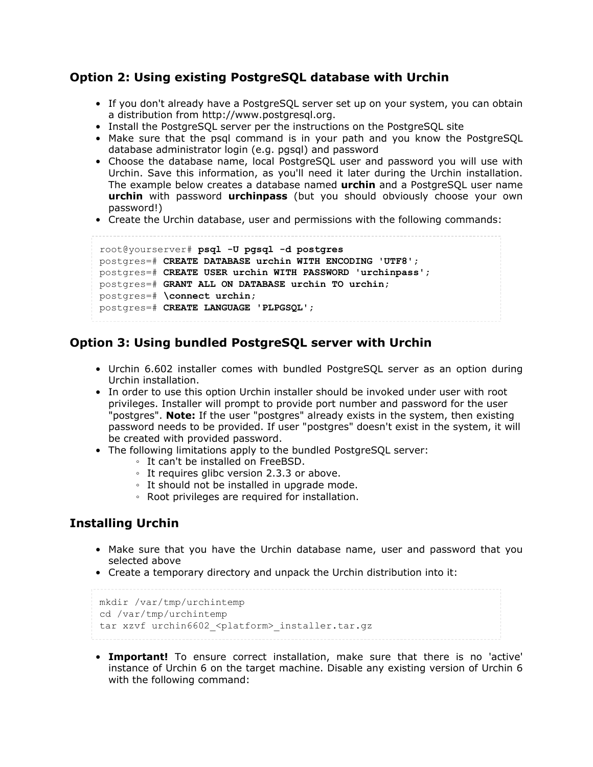## Option 2: Using existing PostgreSQL database with Urchin

- If you don't already have a PostgreSQL server set up on your system, you can obtain a distribution from http://www.postgresql.org.
- Install the PostgreSQL server per the instructions on the PostgreSQL site
- Make sure that the psql command is in your path and you know the PostgreSQL database administrator login (e.g. pgsql) and password
- Choose the database name, local PostgreSQL user and password you will use with Urchin. Save this information, as you'll need it later during the Urchin installation. The example below creates a database named **urchin** and a PostgreSQL user name **urchin** with password **urchinpass** (but you should obviously choose your own password!)
- Create the Urchin database, user and permissions with the following commands:

```
root@yourserver# psql -U pgsql -d postgres
postgres=# CREATE DATABASE urchin WITH ENCODING 'UTF8';
postgres=# CREATE USER urchin WITH PASSWORD 'urchinpass';
postgres=# GRANT ALL ON DATABASE urchin TO urchin;
postgres=# \connect urchin;
postgres=# CREATE LANGUAGE 'PLPGSQL';
```

## Option 3: Using bundled PostgreSQL server with Urchin

- Urchin 6.602 installer comes with bundled PostgreSQL server as an option during Urchin installation.
- In order to use this option Urchin installer should be invoked under user with root privileges. Installer will prompt to provide port number and password for the user "postgres". **Note:** If the user "postgres" already exists in the system, then existing password needs to be provided. If user "postgres" doesn't exist in the system, it will be created with provided password.
- The following limitations apply to the bundled PostgreSQL server:
  - It can't be installed on FreeBSD.
  - It requires glibc version 2.3.3 or above.
  - It should not be installed in upgrade mode.
  - Root privileges are required for installation.

## Installing Urchin

- Make sure that you have the Urchin database name, user and password that you selected above
- Create a temporary directory and unpack the Urchin distribution into it:

```
mkdir /var/tmp/urchintemp
cd /var/tmp/urchintemp
tar xzvf urchin6602_<platform>_installer.tar.gz
```

- **Important!** To ensure correct installation, make sure that there is no 'active' instance of Urchin 6 on the target machine. Disable any existing version of Urchin 6 with the following command: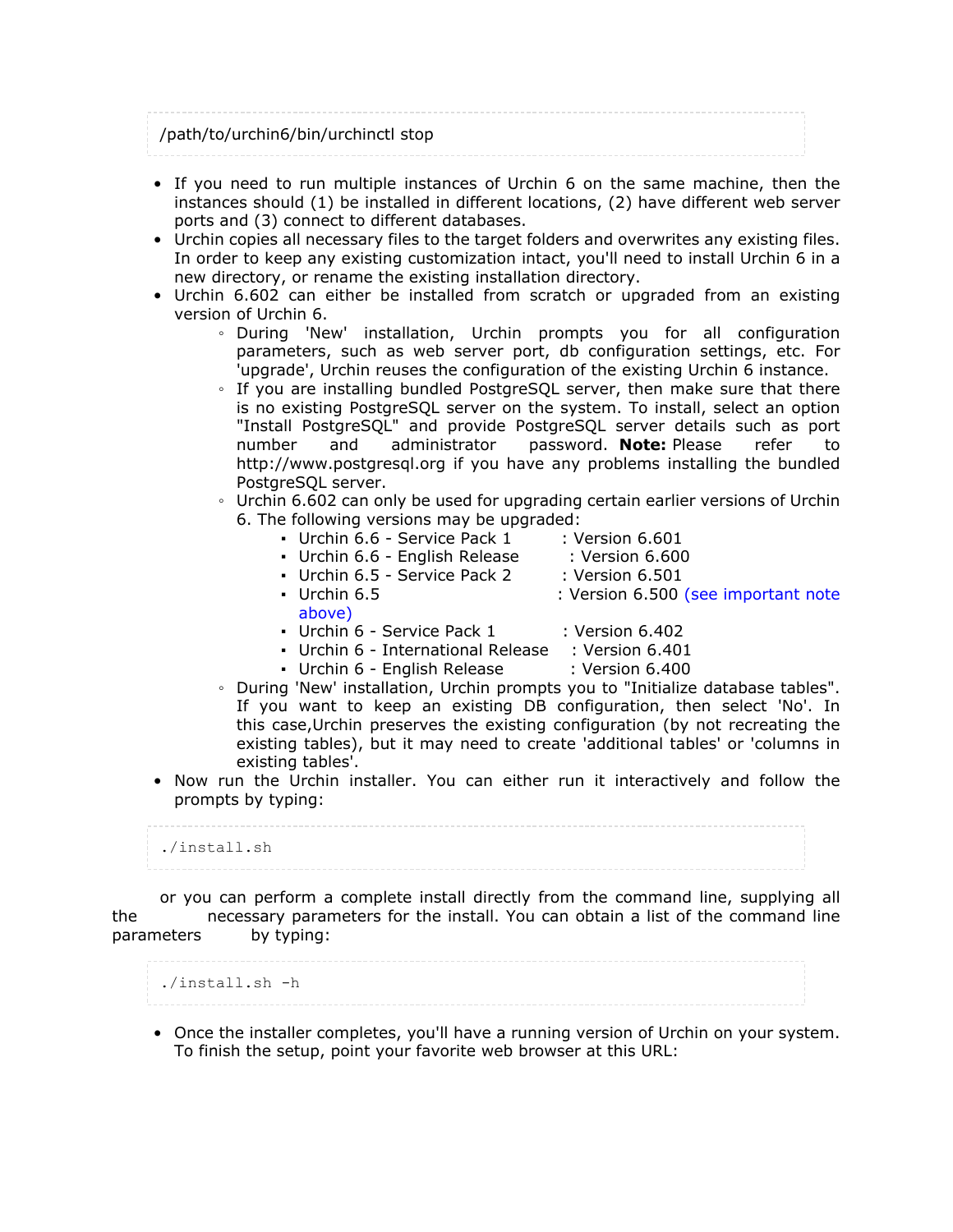```
/path/to/urchin6/bin/urchinctl stop
```

- If you need to run multiple instances of Urchin 6 on the same machine, then the instances should (1) be installed in different locations, (2) have different web server ports and (3) connect to different databases.
- Urchin copies all necessary files to the target folders and overwrites any existing files. In order to keep any existing customization intact, you'll need to install Urchin 6 in a new directory, or rename the existing installation directory.
- Urchin 6.602 can either be installed from scratch or upgraded from an existing version of Urchin 6.
    - During 'New' installation, Urchin prompts you for all configuration parameters, such as web server port, db configuration settings, etc. For 'upgrade', Urchin reuses the configuration of the existing Urchin 6 instance.
    - If you are installing bundled PostgreSQL server, then make sure that there is no existing PostgreSQL server on the system. To install, select an option "Install PostgreSQL" and provide PostgreSQL server details such as port number and administrator password. **Note:** Please refer to http://www.postgresql.org if you have any problems installing the bundled PostgreSQL server.
    - Urchin 6.602 can only be used for upgrading certain earlier versions of Urchin 6. The following versions may be upgraded:
        - Urchin 6.6 - Service Pack 1 : Version 6.601
        - Urchin 6.6 - English Release : Version 6.600
        - Urchin 6.5 - Service Pack 2 : Version 6.501
        - Urchin 6.5 : Version 6.500 (see important note above)
        - Urchin 6 - Service Pack 1 : Version 6.402
        - Urchin 6 - International Release : Version 6.401
        - Urchin 6 - English Release : Version 6.400
    - During 'New' installation, Urchin prompts you to "Initialize database tables". If you want to keep an existing DB configuration, then select 'No'. In this case,Urchin preserves the existing configuration (by not recreating the existing tables), but it may need to create 'additional tables' or 'columns in existing tables'.
- Now run the Urchin installer. You can either run it interactively and follow the prompts by typing:

```
./install.sh
```

or you can perform a complete install directly from the command line, supplying all the necessary parameters for the install. You can obtain a list of the command line parameters by typing:

```
./install.sh -h
```

- Once the installer completes, you'll have a running version of Urchin on your system. To finish the setup, point your favorite web browser at this URL: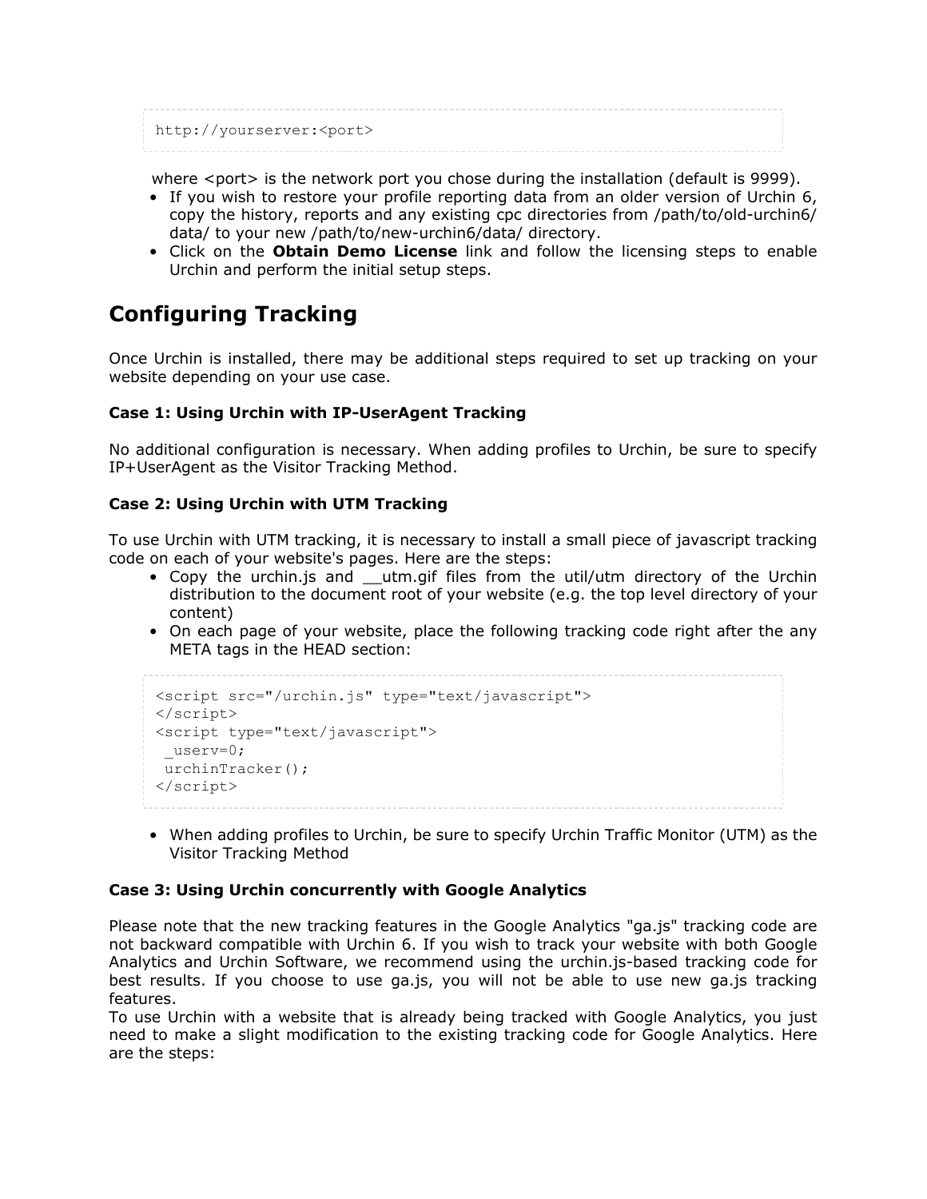```
http://yourserver:<port>
```

where <port> is the network port you chose during the installation (default is 9999).

- If you wish to restore your profile reporting data from an older version of Urchin 6, copy the history, reports and any existing cpc directories from /path/to/old-urchin6/data/ to your new /path/to/new-urchin6/data/ directory.
- Click on the **Obtain Demo License** link and follow the licensing steps to enable Urchin and perform the initial setup steps.

## Configuring Tracking

Once Urchin is installed, there may be additional steps required to set up tracking on your website depending on your use case.

### Case 1: Using Urchin with IP-UserAgent Tracking

No additional configuration is necessary. When adding profiles to Urchin, be sure to specify IP+UserAgent as the Visitor Tracking Method.

### Case 2: Using Urchin with UTM Tracking

To use Urchin with UTM tracking, it is necessary to install a small piece of javascript tracking code on each of your website's pages. Here are the steps:

- Copy the urchin.js and __utm.gif files from the util/utm directory of the Urchin distribution to the document root of your website (e.g. the top level directory of your content)
- On each page of your website, place the following tracking code right after the any META tags in the HEAD section:

```
<script src="/urchin.js" type="text/javascript">
</script>
<script type="text/javascript">
 _userv=0;
 urchinTracker();
</script>
```

- When adding profiles to Urchin, be sure to specify Urchin Traffic Monitor (UTM) as the Visitor Tracking Method

### Case 3: Using Urchin concurrently with Google Analytics

Please note that the new tracking features in the Google Analytics "ga.js" tracking code are not backward compatible with Urchin 6. If you wish to track your website with both Google Analytics and Urchin Software, we recommend using the urchin.js-based tracking code for best results. If you choose to use ga.js, you will not be able to use new ga.js tracking features.

To use Urchin with a website that is already being tracked with Google Analytics, you just need to make a slight modification to the existing tracking code for Google Analytics. Here are the steps: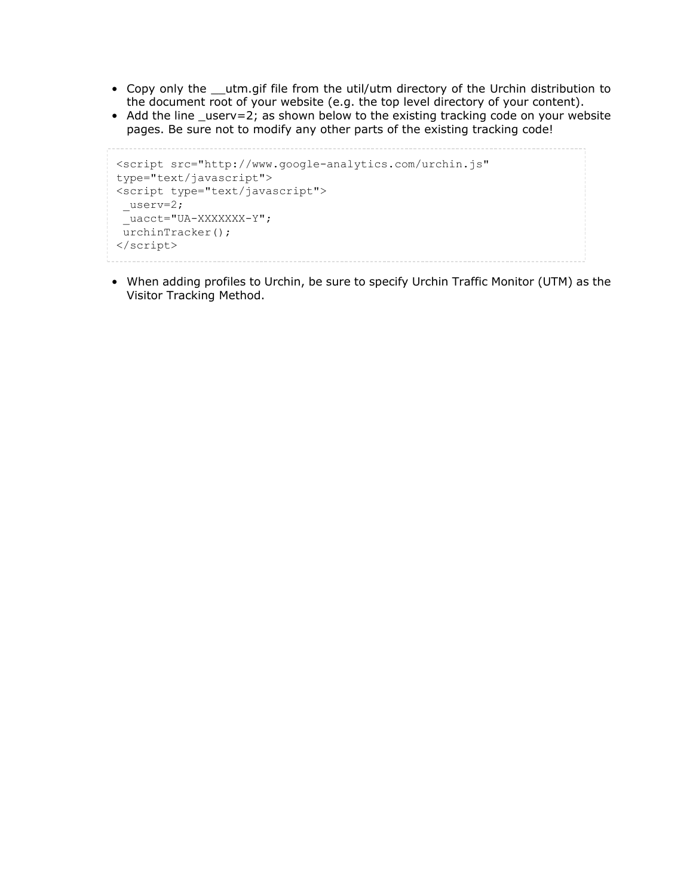- Copy only the __utm.gif file from the util/utm directory of the Urchin distribution to the document root of your website (e.g. the top level directory of your content).
- Add the line _userv=2; as shown below to the existing tracking code on your website pages. Be sure not to modify any other parts of the existing tracking code!

```
<script src="http://www.google-analytics.com/urchin.js"
type="text/javascript">
<script type="text/javascript">
 _userv=2;
 _uacct="UA-XXXXXXX-Y";
 urchinTracker();
</script>
```

- When adding profiles to Urchin, be sure to specify Urchin Traffic Monitor (UTM) as the Visitor Tracking Method.